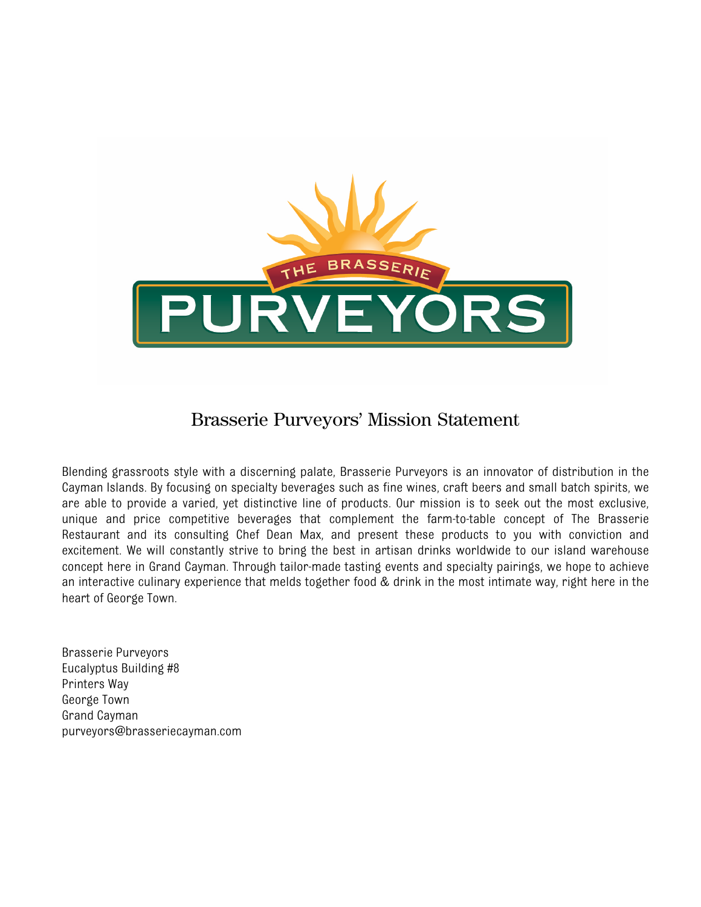# Brasserie Purveyors' Mission Statement

Blending grassroots style with a discerning palate, Brasserie Purveyors is an innovator of distribution in the Cayman Islands. By focusing on specialty beverages such as fine wines, craft beers and small batch spirits, we are able to provide a varied, yet distinctive line of products. Our mission is to seek out the most exclusive, unique and price competitive beverages that complement the farm-to-table concept of The Brasserie Restaurant and its consulting Chef Dean Max, and present these products to you with conviction and excitement. We will constantly strive to bring the best in artisan drinks worldwide to our island warehouse concept here in Grand Cayman. Through tailor-made tasting events and specialty pairings, we hope to achieve an interactive culinary experience that melds together food & drink in the most intimate way, right here in the heart of George Town.

Brasserie Purveyors  
Eucalyptus Building #8  
Printers Way  
George Town  
Grand Cayman  
purveyors@brasseriecayman.com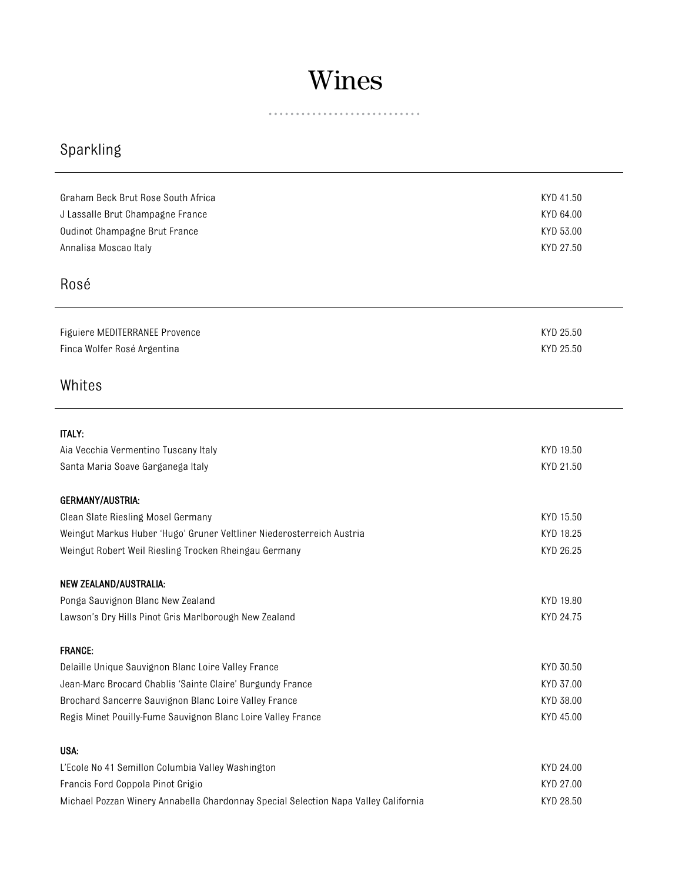# Wines

## Sparkling

| | |
|---|---|
| Graham Beck Brut Rose South Africa | KYD 41.50 |
| J Lassalle Brut Champagne France | KYD 64.00 |
| Oudinot Champagne Brut France | KYD 53.00 |
| Annalisa Moscao Italy | KYD 27.50 |

## Rosé

| | |
|---|---|
| Figuiere MEDITERRANEE Provence | KYD 25.50 |
| Finca Wolfer Rosé Argentina | KYD 25.50 |

## Whites

**ITALY:**

| | |
|---|---|
| Aia Vecchia Vermentino Tuscany Italy | KYD 19.50 |
| Santa Maria Soave Garganega Italy | KYD 21.50 |

**GERMANY/AUSTRIA:**

| | |
|---|---|
| Clean Slate Riesling Mosel Germany | KYD 15.50 |
| Weingut Markus Huber 'Hugo' Gruner Veltliner Niederosterreich Austria | KYD 18.25 |
| Weingut Robert Weil Riesling Trocken Rheingau Germany | KYD 26.25 |

**NEW ZEALAND/AUSTRALIA:**

| | |
|---|---|
| Ponga Sauvignon Blanc New Zealand | KYD 19.80 |
| Lawson's Dry Hills Pinot Gris Marlborough New Zealand | KYD 24.75 |

**FRANCE:**

| | |
|---|---|
| Delaille Unique Sauvignon Blanc Loire Valley France | KYD 30.50 |
| Jean-Marc Brocard Chablis 'Sainte Claire' Burgundy France | KYD 37.00 |
| Brochard Sancerre Sauvignon Blanc Loire Valley France | KYD 38.00 |
| Regis Minet Pouilly-Fume Sauvignon Blanc Loire Valley France | KYD 45.00 |

**USA:**

| | |
|---|---|
| L'Ecole No 41 Semillon Columbia Valley Washington | KYD 24.00 |
| Francis Ford Coppola Pinot Grigio | KYD 27.00 |
| Michael Pozzan Winery Annabella Chardonnay Special Selection Napa Valley California | KYD 28.50 |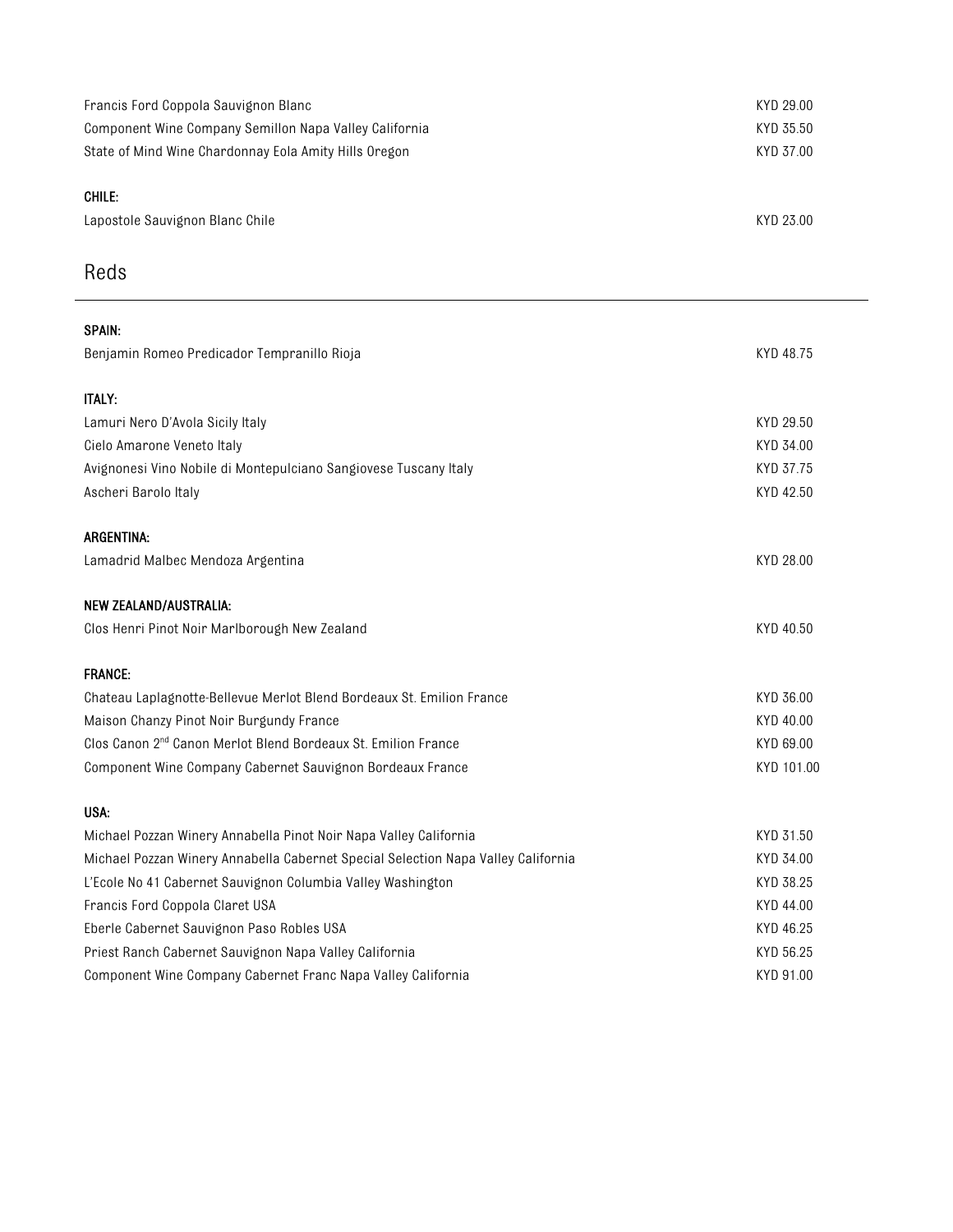| | |
|---|---|
| Francis Ford Coppola Sauvignon Blanc | KYD 29.00 |
| Component Wine Company Semillon Napa Valley California | KYD 35.50 |
| State of Mind Wine Chardonnay Eola Amity Hills Oregon | KYD 37.00 |

**CHILE:**

| | |
|---|---|
| Lapostole Sauvignon Blanc Chile | KYD 23.00 |

## Reds

**SPAIN:**

| | |
|---|---|
| Benjamin Romeo Predicador Tempranillo Rioja | KYD 48.75 |

**ITALY:**

| | |
|---|---|
| Lamuri Nero D'Avola Sicily Italy | KYD 29.50 |
| Cielo Amarone Veneto Italy | KYD 34.00 |
| Avignonesi Vino Nobile di Montepulciano Sangiovese Tuscany Italy | KYD 37.75 |
| Ascheri Barolo Italy | KYD 42.50 |

**ARGENTINA:**

| | |
|---|---|
| Lamadrid Malbec Mendoza Argentina | KYD 28.00 |

**NEW ZEALAND/AUSTRALIA:**

| | |
|---|---|
| Clos Henri Pinot Noir Marlborough New Zealand | KYD 40.50 |

**FRANCE:**

| | |
|---|---|
| Chateau Laplagnotte-Bellevue Merlot Blend Bordeaux St. Emilion France | KYD 36.00 |
| Maison Chanzy Pinot Noir Burgundy France | KYD 40.00 |
| Clos Canon 2nd Canon Merlot Blend Bordeaux St. Emilion France | KYD 69.00 |
| Component Wine Company Cabernet Sauvignon Bordeaux France | KYD 101.00 |

**USA:**

| | |
|---|---|
| Michael Pozzan Winery Annabella Pinot Noir Napa Valley California | KYD 31.50 |
| Michael Pozzan Winery Annabella Cabernet Special Selection Napa Valley California | KYD 34.00 |
| L'Ecole No 41 Cabernet Sauvignon Columbia Valley Washington | KYD 38.25 |
| Francis Ford Coppola Claret USA | KYD 44.00 |
| Eberle Cabernet Sauvignon Paso Robles USA | KYD 46.25 |
| Priest Ranch Cabernet Sauvignon Napa Valley California | KYD 56.25 |
| Component Wine Company Cabernet Franc Napa Valley California | KYD 91.00 |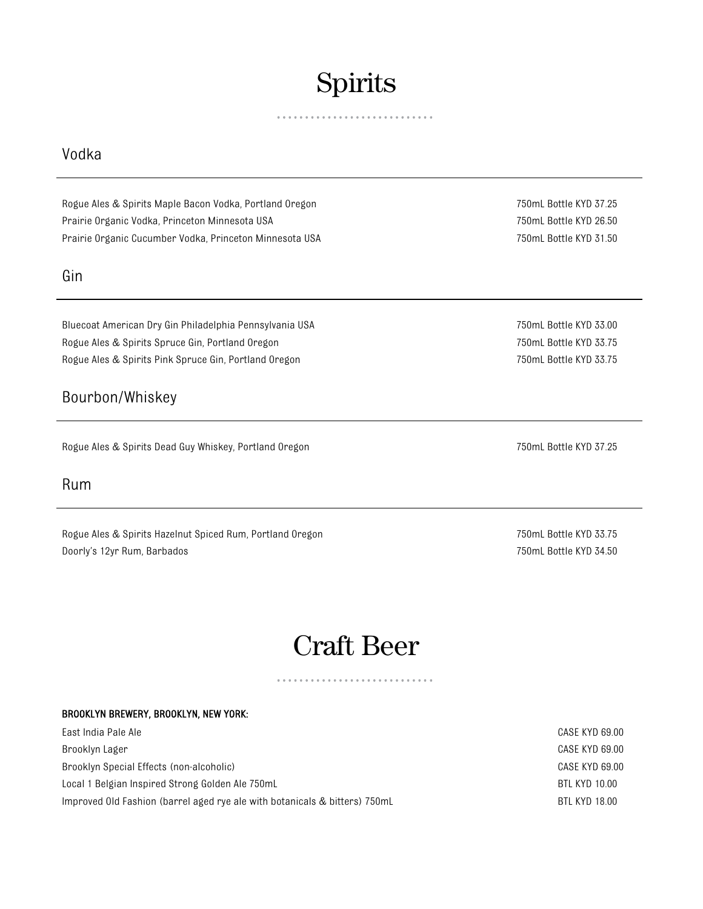# Spirits

## Vodka

| Item | Price |
|---|---|
| Rogue Ales & Spirits Maple Bacon Vodka, Portland Oregon | 750mL Bottle KYD 37.25 |
| Prairie Organic Vodka, Princeton Minnesota USA | 750mL Bottle KYD 26.50 |
| Prairie Organic Cucumber Vodka, Princeton Minnesota USA | 750mL Bottle KYD 31.50 |

## Gin

| Item | Price |
|---|---|
| Bluecoat American Dry Gin Philadelphia Pennsylvania USA | 750mL Bottle KYD 33.00 |
| Rogue Ales & Spirits Spruce Gin, Portland Oregon | 750mL Bottle KYD 33.75 |
| Rogue Ales & Spirits Pink Spruce Gin, Portland Oregon | 750mL Bottle KYD 33.75 |

## Bourbon/Whiskey

| Item | Price |
|---|---|
| Rogue Ales & Spirits Dead Guy Whiskey, Portland Oregon | 750mL Bottle KYD 37.25 |

## Rum

| Item | Price |
|---|---|
| Rogue Ales & Spirits Hazelnut Spiced Rum, Portland Oregon | 750mL Bottle KYD 33.75 |
| Doorly's 12yr Rum, Barbados | 750mL Bottle KYD 34.50 |

# Craft Beer

**BROOKLYN BREWERY, BROOKLYN, NEW YORK:**

| Item | Price |
|---|---|
| East India Pale Ale | CASE KYD 69.00 |
| Brooklyn Lager | CASE KYD 69.00 |
| Brooklyn Special Effects (non-alcoholic) | CASE KYD 69.00 |
| Local 1 Belgian Inspired Strong Golden Ale 750mL | BTL KYD 10.00 |
| Improved Old Fashion (barrel aged rye ale with botanicals & bitters) 750mL | BTL KYD 18.00 |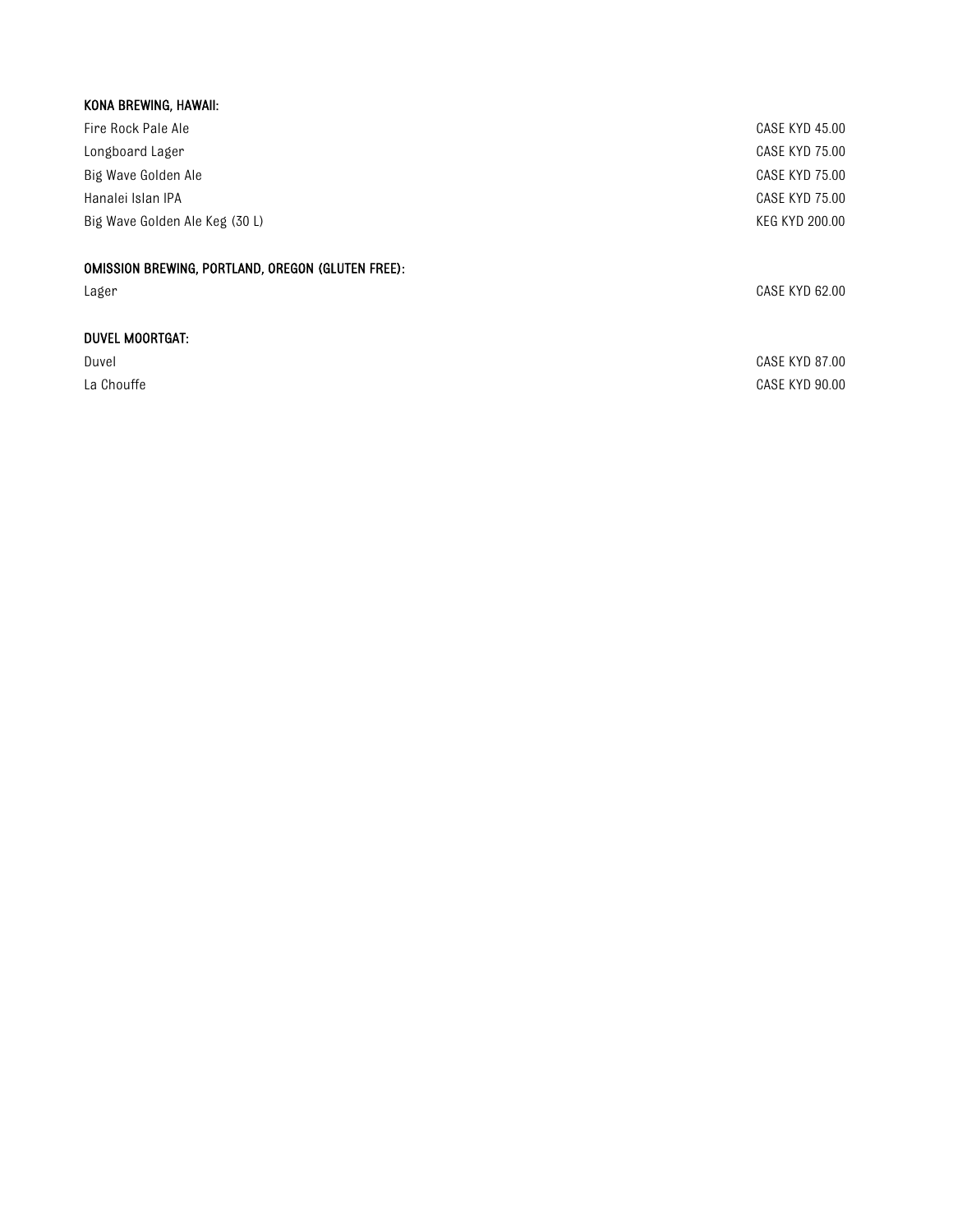**KONA BREWING, HAWAII:**

| | |
|---|---|
| Fire Rock Pale Ale | CASE KYD 45.00 |
| Longboard Lager | CASE KYD 75.00 |
| Big Wave Golden Ale | CASE KYD 75.00 |
| Hanalei Islan IPA | CASE KYD 75.00 |
| Big Wave Golden Ale Keg (30 L) | KEG KYD 200.00 |

**OMISSION BREWING, PORTLAND, OREGON (GLUTEN FREE):**

| | |
|---|---|
| Lager | CASE KYD 62.00 |

**DUVEL MOORTGAT:**

| | |
|---|---|
| Duvel | CASE KYD 87.00 |
| La Chouffe | CASE KYD 90.00 |